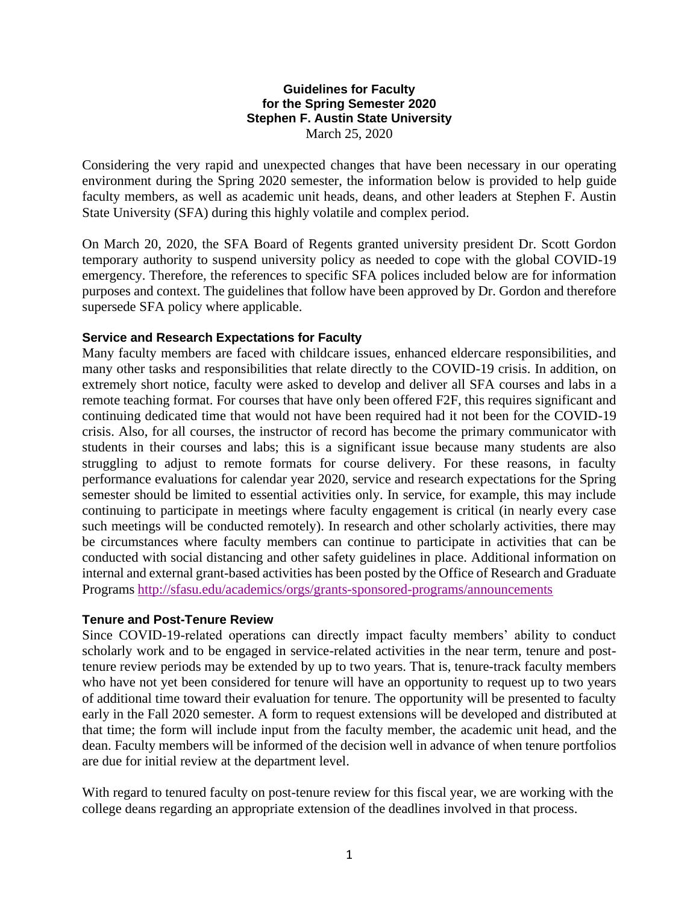**Guidelines for Faculty**
**for the Spring Semester 2020**
**Stephen F. Austin State University**
March 25, 2020

Considering the very rapid and unexpected changes that have been necessary in our operating environment during the Spring 2020 semester, the information below is provided to help guide faculty members, as well as academic unit heads, deans, and other leaders at Stephen F. Austin State University (SFA) during this highly volatile and complex period.

On March 20, 2020, the SFA Board of Regents granted university president Dr. Scott Gordon temporary authority to suspend university policy as needed to cope with the global COVID-19 emergency. Therefore, the references to specific SFA polices included below are for information purposes and context. The guidelines that follow have been approved by Dr. Gordon and therefore supersede SFA policy where applicable.

## Service and Research Expectations for Faculty

Many faculty members are faced with childcare issues, enhanced eldercare responsibilities, and many other tasks and responsibilities that relate directly to the COVID-19 crisis. In addition, on extremely short notice, faculty were asked to develop and deliver all SFA courses and labs in a remote teaching format. For courses that have only been offered F2F, this requires significant and continuing dedicated time that would not have been required had it not been for the COVID-19 crisis. Also, for all courses, the instructor of record has become the primary communicator with students in their courses and labs; this is a significant issue because many students are also struggling to adjust to remote formats for course delivery. For these reasons, in faculty performance evaluations for calendar year 2020, service and research expectations for the Spring semester should be limited to essential activities only. In service, for example, this may include continuing to participate in meetings where faculty engagement is critical (in nearly every case such meetings will be conducted remotely). In research and other scholarly activities, there may be circumstances where faculty members can continue to participate in activities that can be conducted with social distancing and other safety guidelines in place. Additional information on internal and external grant-based activities has been posted by the Office of Research and Graduate Programs http://sfasu.edu/academics/orgs/grants-sponsored-programs/announcements

## Tenure and Post-Tenure Review

Since COVID-19-related operations can directly impact faculty members' ability to conduct scholarly work and to be engaged in service-related activities in the near term, tenure and post-tenure review periods may be extended by up to two years. That is, tenure-track faculty members who have not yet been considered for tenure will have an opportunity to request up to two years of additional time toward their evaluation for tenure. The opportunity will be presented to faculty early in the Fall 2020 semester. A form to request extensions will be developed and distributed at that time; the form will include input from the faculty member, the academic unit head, and the dean. Faculty members will be informed of the decision well in advance of when tenure portfolios are due for initial review at the department level.

With regard to tenured faculty on post-tenure review for this fiscal year, we are working with the college deans regarding an appropriate extension of the deadlines involved in that process.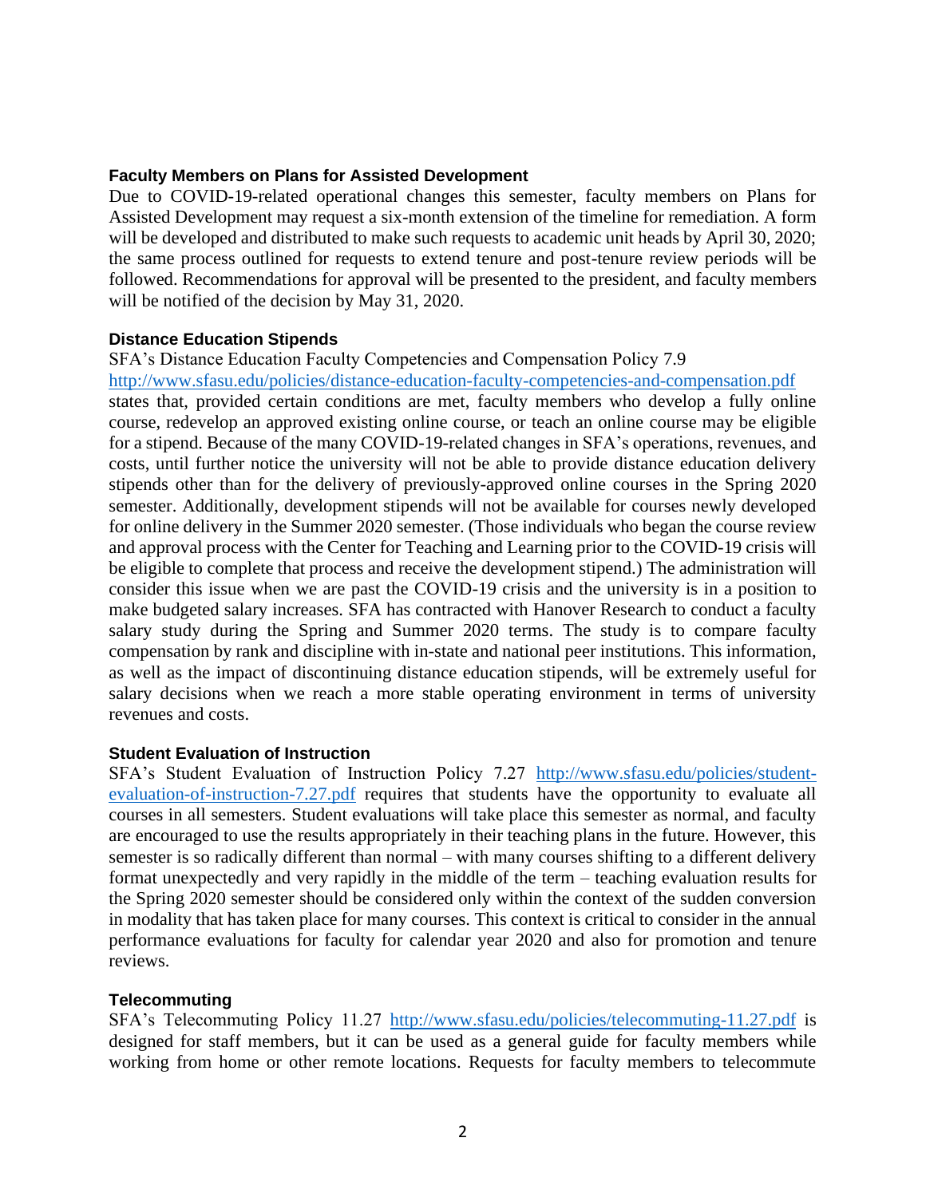### Faculty Members on Plans for Assisted Development

Due to COVID-19-related operational changes this semester, faculty members on Plans for Assisted Development may request a six-month extension of the timeline for remediation. A form will be developed and distributed to make such requests to academic unit heads by April 30, 2020; the same process outlined for requests to extend tenure and post-tenure review periods will be followed. Recommendations for approval will be presented to the president, and faculty members will be notified of the decision by May 31, 2020.

### Distance Education Stipends

SFA's Distance Education Faculty Competencies and Compensation Policy 7.9 http://www.sfasu.edu/policies/distance-education-faculty-competencies-and-compensation.pdf states that, provided certain conditions are met, faculty members who develop a fully online course, redevelop an approved existing online course, or teach an online course may be eligible for a stipend. Because of the many COVID-19-related changes in SFA's operations, revenues, and costs, until further notice the university will not be able to provide distance education delivery stipends other than for the delivery of previously-approved online courses in the Spring 2020 semester. Additionally, development stipends will not be available for courses newly developed for online delivery in the Summer 2020 semester. (Those individuals who began the course review and approval process with the Center for Teaching and Learning prior to the COVID-19 crisis will be eligible to complete that process and receive the development stipend.) The administration will consider this issue when we are past the COVID-19 crisis and the university is in a position to make budgeted salary increases. SFA has contracted with Hanover Research to conduct a faculty salary study during the Spring and Summer 2020 terms. The study is to compare faculty compensation by rank and discipline with in-state and national peer institutions. This information, as well as the impact of discontinuing distance education stipends, will be extremely useful for salary decisions when we reach a more stable operating environment in terms of university revenues and costs.

### Student Evaluation of Instruction

SFA's Student Evaluation of Instruction Policy 7.27 http://www.sfasu.edu/policies/student-evaluation-of-instruction-7.27.pdf requires that students have the opportunity to evaluate all courses in all semesters. Student evaluations will take place this semester as normal, and faculty are encouraged to use the results appropriately in their teaching plans in the future. However, this semester is so radically different than normal – with many courses shifting to a different delivery format unexpectedly and very rapidly in the middle of the term – teaching evaluation results for the Spring 2020 semester should be considered only within the context of the sudden conversion in modality that has taken place for many courses. This context is critical to consider in the annual performance evaluations for faculty for calendar year 2020 and also for promotion and tenure reviews.

### Telecommuting

SFA's Telecommuting Policy 11.27 http://www.sfasu.edu/policies/telecommuting-11.27.pdf is designed for staff members, but it can be used as a general guide for faculty members while working from home or other remote locations. Requests for faculty members to telecommute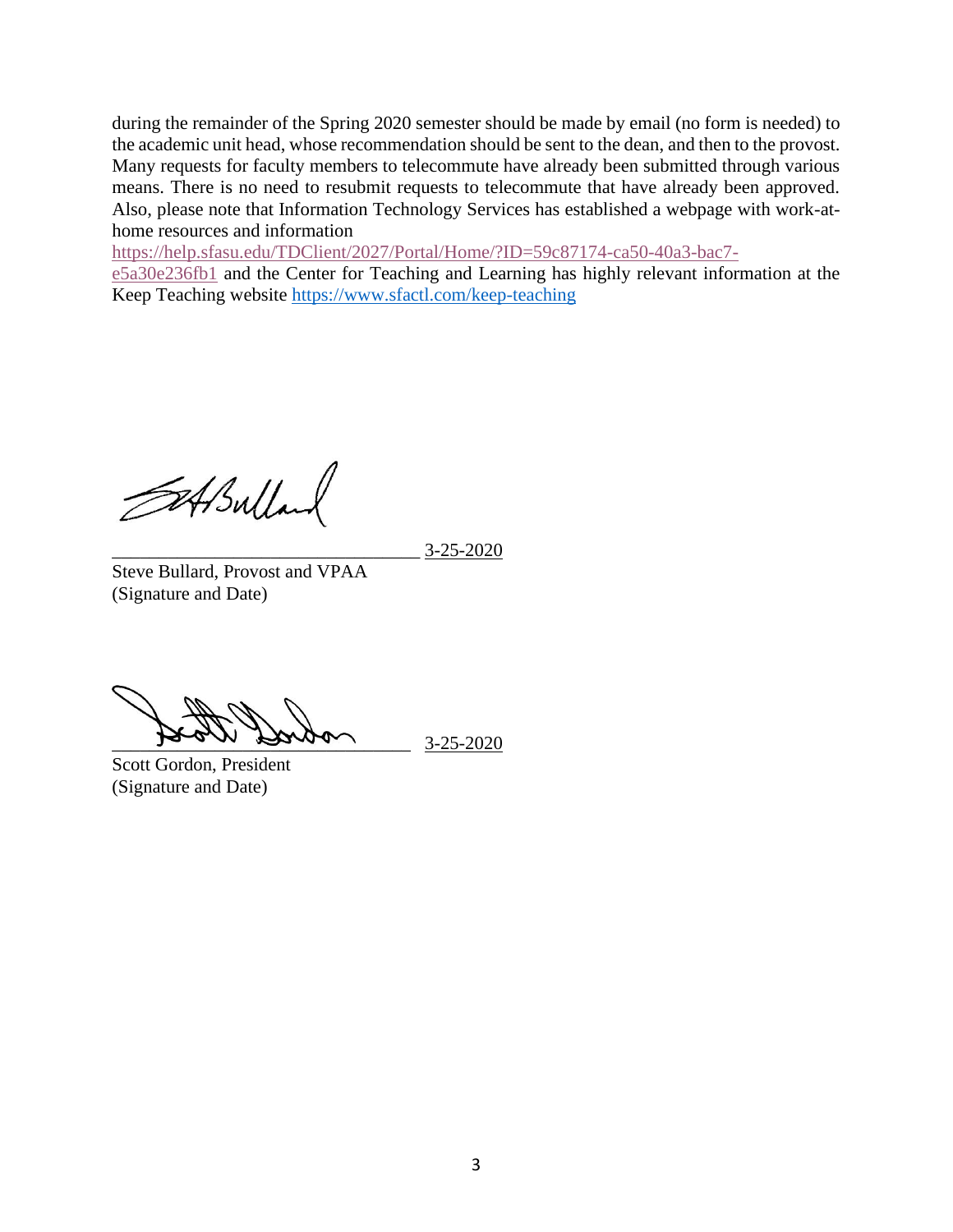during the remainder of the Spring 2020 semester should be made by email (no form is needed) to the academic unit head, whose recommendation should be sent to the dean, and then to the provost. Many requests for faculty members to telecommute have already been submitted through various means. There is no need to resubmit requests to telecommute that have already been approved. Also, please note that Information Technology Services has established a webpage with work-at-home resources and information https://help.sfasu.edu/TDClient/2027/Portal/Home/?ID=59c87174-ca50-40a3-bac7-e5a30e236fb1 and the Center for Teaching and Learning has highly relevant information at the Keep Teaching website https://www.sfactl.com/keep-teaching

_______________________________ 3-25-2020

Steve Bullard, Provost and VPAA
(Signature and Date)

_______________________________ 3-25-2020

Scott Gordon, President
(Signature and Date)